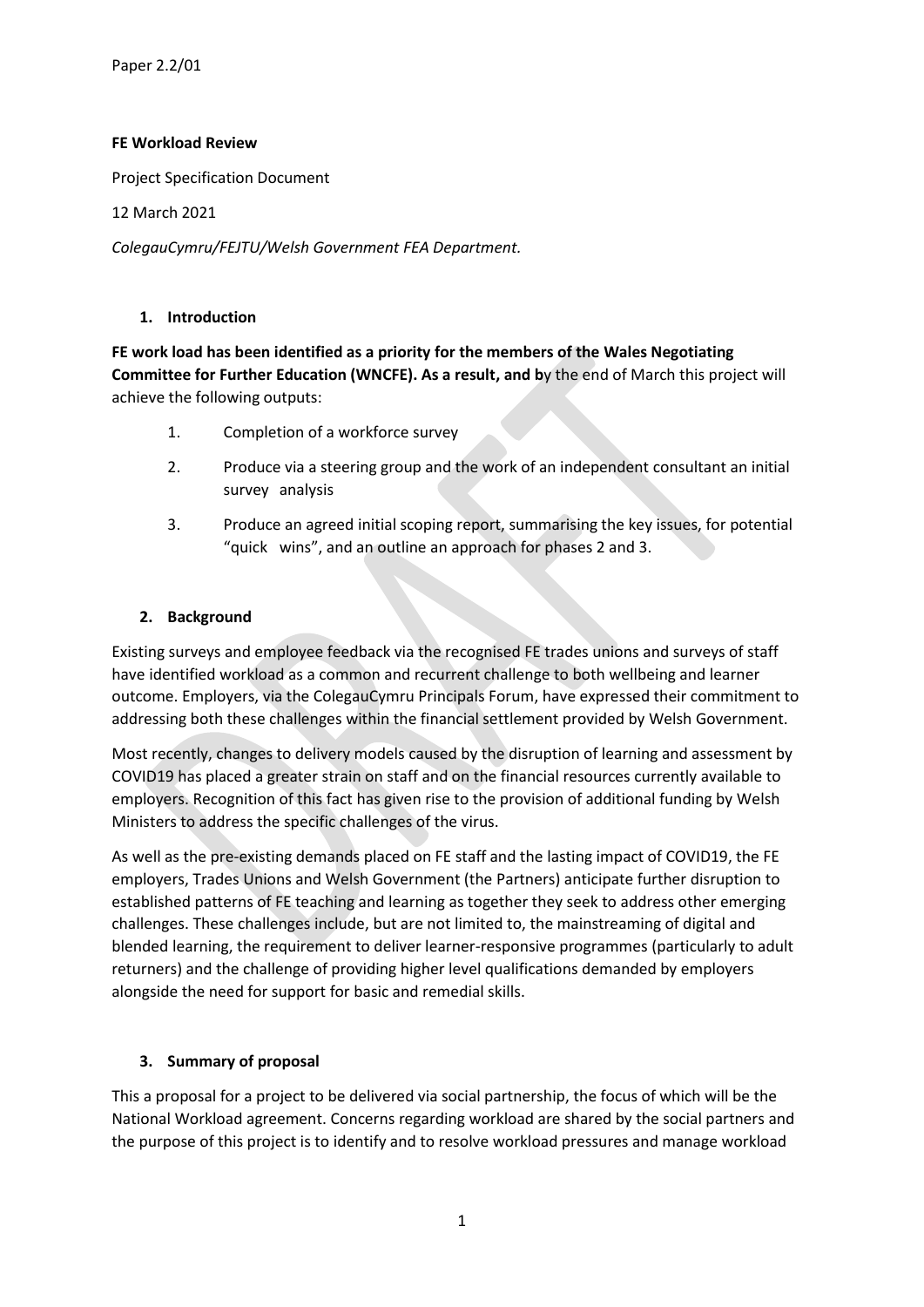Paper 2.2/01

**FE Workload Review**

Project Specification Document

12 March 2021

*ColegauCymru/FEJTU/Welsh Government FEA Department.*

## 1. Introduction

**FE work load has been identified as a priority for the members of the Wales Negotiating Committee for Further Education (WNCFE). As a result, and b**y the end of March this project will achieve the following outputs:

1. Completion of a workforce survey
2. Produce via a steering group and the work of an independent consultant an initial survey analysis
3. Produce an agreed initial scoping report, summarising the key issues, for potential "quick wins", and an outline an approach for phases 2 and 3.

## 2. Background

Existing surveys and employee feedback via the recognised FE trades unions and surveys of staff have identified workload as a common and recurrent challenge to both wellbeing and learner outcome. Employers, via the ColegauCymru Principals Forum, have expressed their commitment to addressing both these challenges within the financial settlement provided by Welsh Government.

Most recently, changes to delivery models caused by the disruption of learning and assessment by COVID19 has placed a greater strain on staff and on the financial resources currently available to employers. Recognition of this fact has given rise to the provision of additional funding by Welsh Ministers to address the specific challenges of the virus.

As well as the pre-existing demands placed on FE staff and the lasting impact of COVID19, the FE employers, Trades Unions and Welsh Government (the Partners) anticipate further disruption to established patterns of FE teaching and learning as together they seek to address other emerging challenges. These challenges include, but are not limited to, the mainstreaming of digital and blended learning, the requirement to deliver learner-responsive programmes (particularly to adult returners) and the challenge of providing higher level qualifications demanded by employers alongside the need for support for basic and remedial skills.

## 3. Summary of proposal

This a proposal for a project to be delivered via social partnership, the focus of which will be the National Workload agreement. Concerns regarding workload are shared by the social partners and the purpose of this project is to identify and to resolve workload pressures and manage workload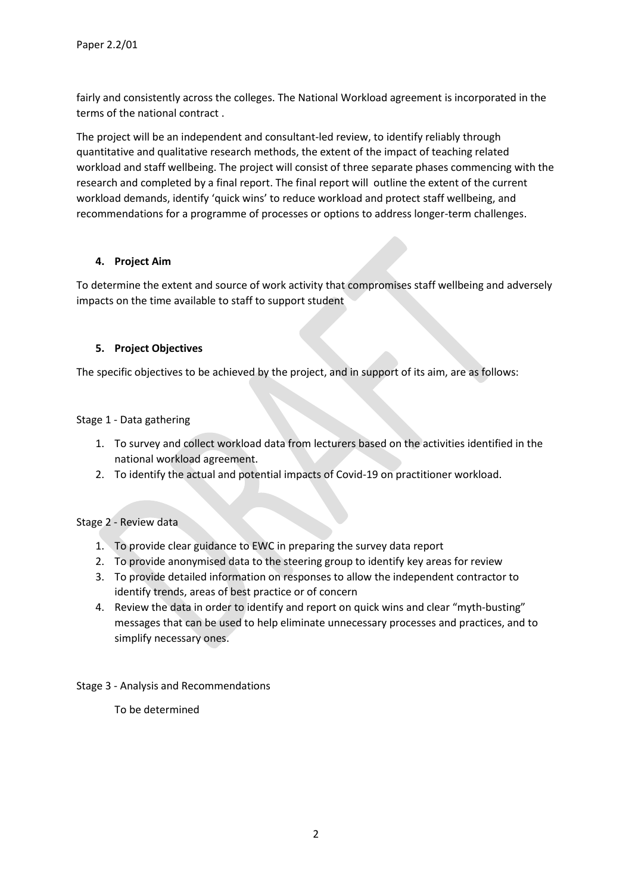fairly and consistently across the colleges. The National Workload agreement is incorporated in the terms of the national contract .

The project will be an independent and consultant-led review, to identify reliably through quantitative and qualitative research methods, the extent of the impact of teaching related workload and staff wellbeing. The project will consist of three separate phases commencing with the research and completed by a final report. The final report will outline the extent of the current workload demands, identify 'quick wins' to reduce workload and protect staff wellbeing, and recommendations for a programme of processes or options to address longer-term challenges.

#### 4. Project Aim

To determine the extent and source of work activity that compromises staff wellbeing and adversely impacts on the time available to staff to support student

#### 5. Project Objectives

The specific objectives to be achieved by the project, and in support of its aim, are as follows:

Stage 1 - Data gathering

1. To survey and collect workload data from lecturers based on the activities identified in the national workload agreement.
2. To identify the actual and potential impacts of Covid-19 on practitioner workload.

Stage 2 - Review data

1. To provide clear guidance to EWC in preparing the survey data report
2. To provide anonymised data to the steering group to identify key areas for review
3. To provide detailed information on responses to allow the independent contractor to identify trends, areas of best practice or of concern
4. Review the data in order to identify and report on quick wins and clear "myth-busting" messages that can be used to help eliminate unnecessary processes and practices, and to simplify necessary ones.

Stage 3 - Analysis and Recommendations

To be determined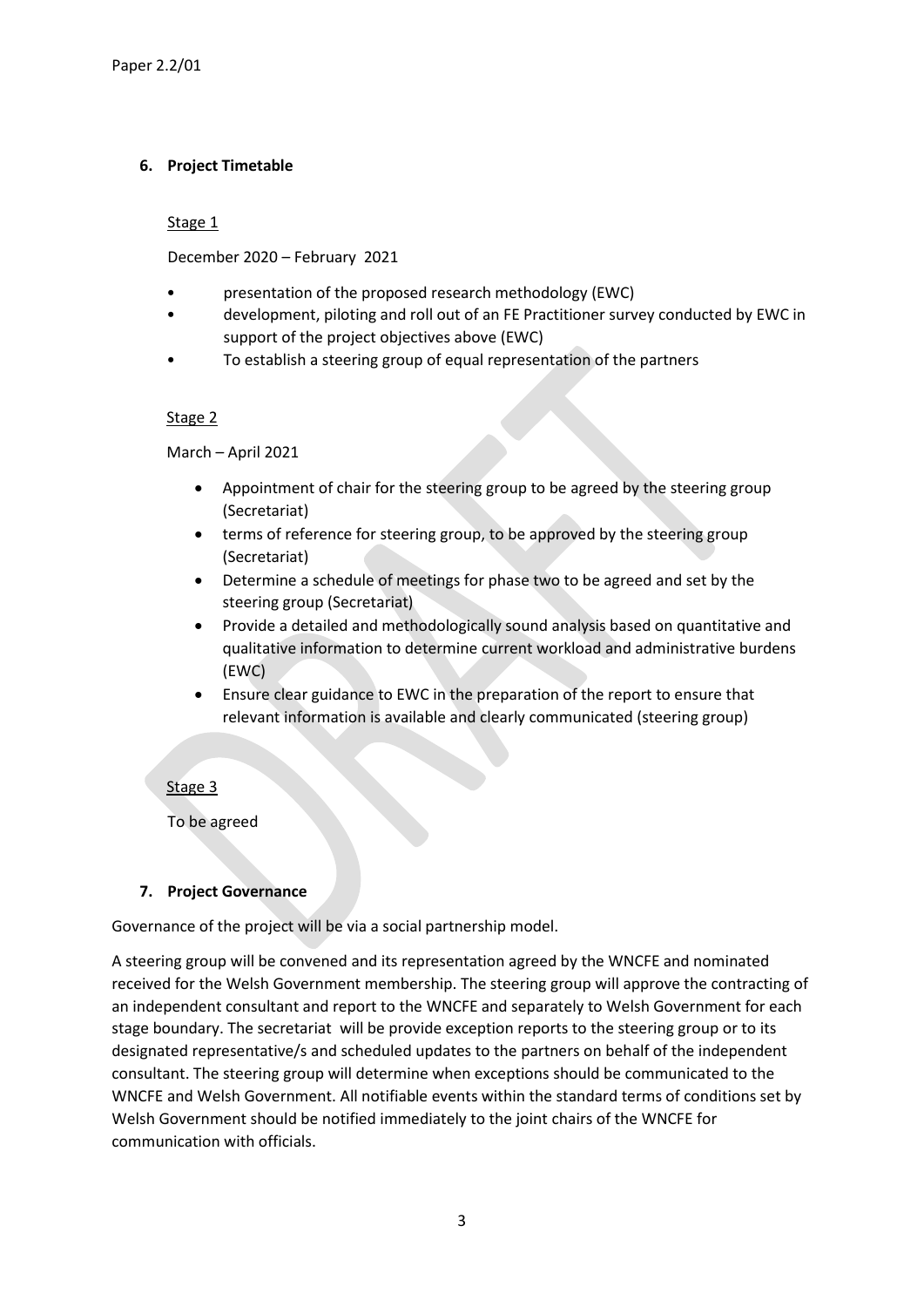### 6. Project Timetable

Stage 1

December 2020 – February 2021

- presentation of the proposed research methodology (EWC)
- development, piloting and roll out of an FE Practitioner survey conducted by EWC in support of the project objectives above (EWC)
- To establish a steering group of equal representation of the partners

Stage 2

March – April 2021

- Appointment of chair for the steering group to be agreed by the steering group (Secretariat)
- terms of reference for steering group, to be approved by the steering group (Secretariat)
- Determine a schedule of meetings for phase two to be agreed and set by the steering group (Secretariat)
- Provide a detailed and methodologically sound analysis based on quantitative and qualitative information to determine current workload and administrative burdens (EWC)
- Ensure clear guidance to EWC in the preparation of the report to ensure that relevant information is available and clearly communicated (steering group)

Stage 3

To be agreed

### 7. Project Governance

Governance of the project will be via a social partnership model.

A steering group will be convened and its representation agreed by the WNCFE and nominated received for the Welsh Government membership. The steering group will approve the contracting of an independent consultant and report to the WNCFE and separately to Welsh Government for each stage boundary. The secretariat will be provide exception reports to the steering group or to its designated representative/s and scheduled updates to the partners on behalf of the independent consultant. The steering group will determine when exceptions should be communicated to the WNCFE and Welsh Government. All notifiable events within the standard terms of conditions set by Welsh Government should be notified immediately to the joint chairs of the WNCFE for communication with officials.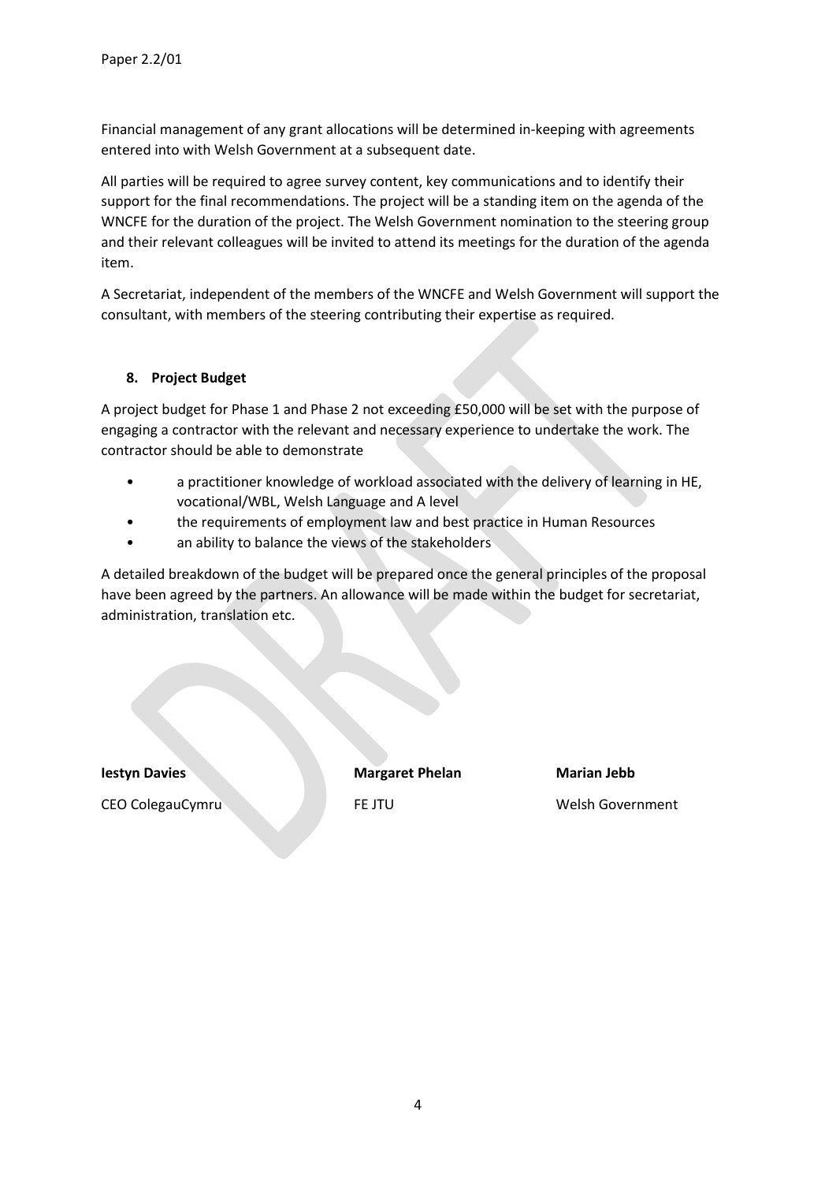Financial management of any grant allocations will be determined in-keeping with agreements entered into with Welsh Government at a subsequent date.

All parties will be required to agree survey content, key communications and to identify their support for the final recommendations. The project will be a standing item on the agenda of the WNCFE for the duration of the project. The Welsh Government nomination to the steering group and their relevant colleagues will be invited to attend its meetings for the duration of the agenda item.

A Secretariat, independent of the members of the WNCFE and Welsh Government will support the consultant, with members of the steering contributing their expertise as required.

## 8. Project Budget

A project budget for Phase 1 and Phase 2 not exceeding £50,000 will be set with the purpose of engaging a contractor with the relevant and necessary experience to undertake the work. The contractor should be able to demonstrate

- a practitioner knowledge of workload associated with the delivery of learning in HE, vocational/WBL, Welsh Language and A level
- the requirements of employment law and best practice in Human Resources
- an ability to balance the views of the stakeholders

A detailed breakdown of the budget will be prepared once the general principles of the proposal have been agreed by the partners. An allowance will be made within the budget for secretariat, administration, translation etc.

**Iestyn Davies**
CEO ColegauCymru

**Margaret Phelan**
FE JTU

**Marian Jebb**
Welsh Government